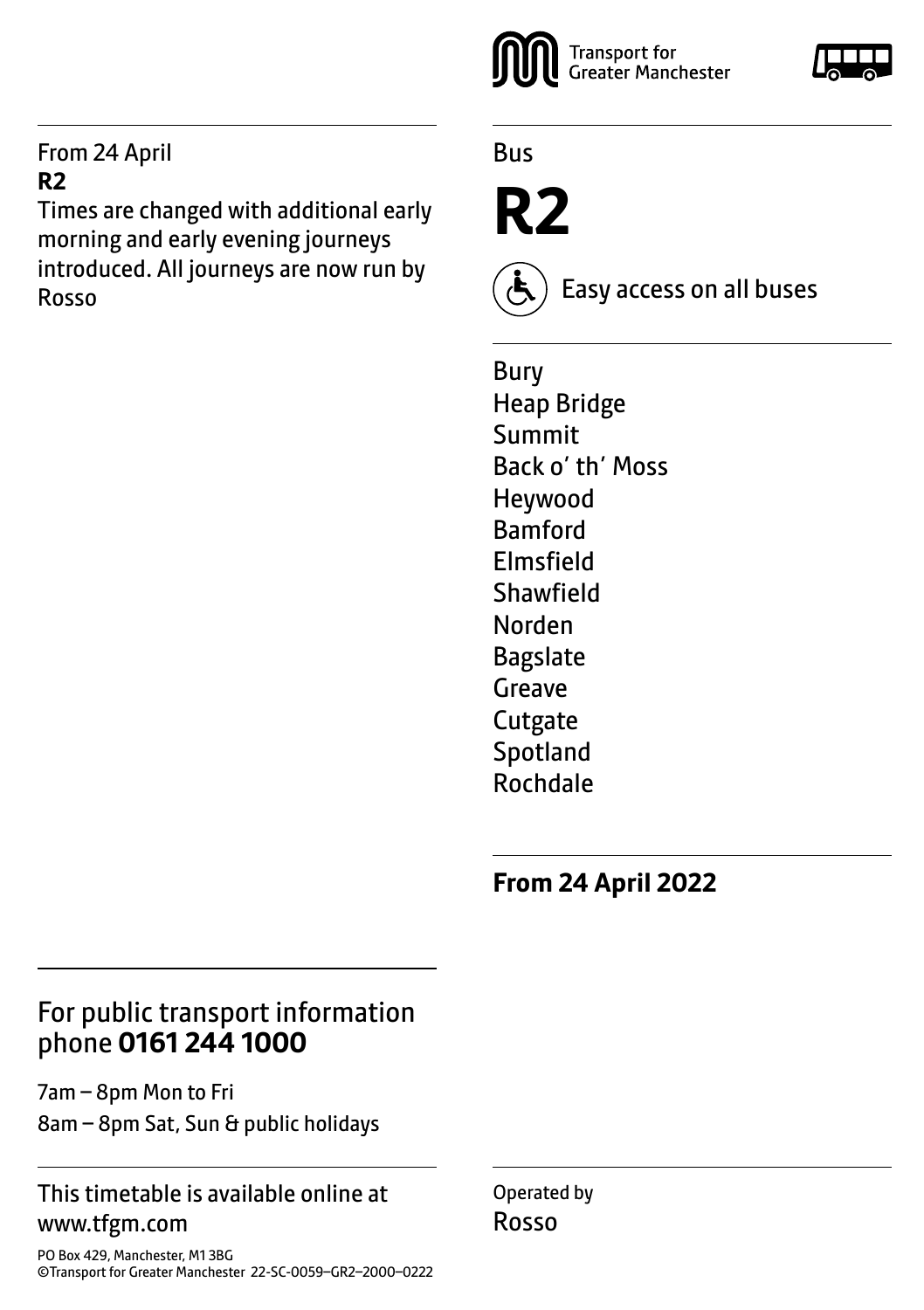Transport for Greater Manchester

Bus

# R2

Easy access on all buses

Bury
Heap Bridge
Summit
Back o' th' Moss
Heywood
Bamford
Elmsfield
Shawfield
Norden
Bagslate
Greave
Cutgate
Spotland
Rochdale

**From 24 April 2022**

From 24 April
**R2**
Times are changed with additional early morning and early evening journeys introduced. All journeys are now run by Rosso

For public transport information phone **0161 244 1000**

7am – 8pm Mon to Fri

8am – 8pm Sat, Sun & public holidays

This timetable is available online at www.tfgm.com

PO Box 429, Manchester, M1 3BG
©Transport for Greater Manchester 22-SC-0059–GR2–2000–0222

Operated by
Rosso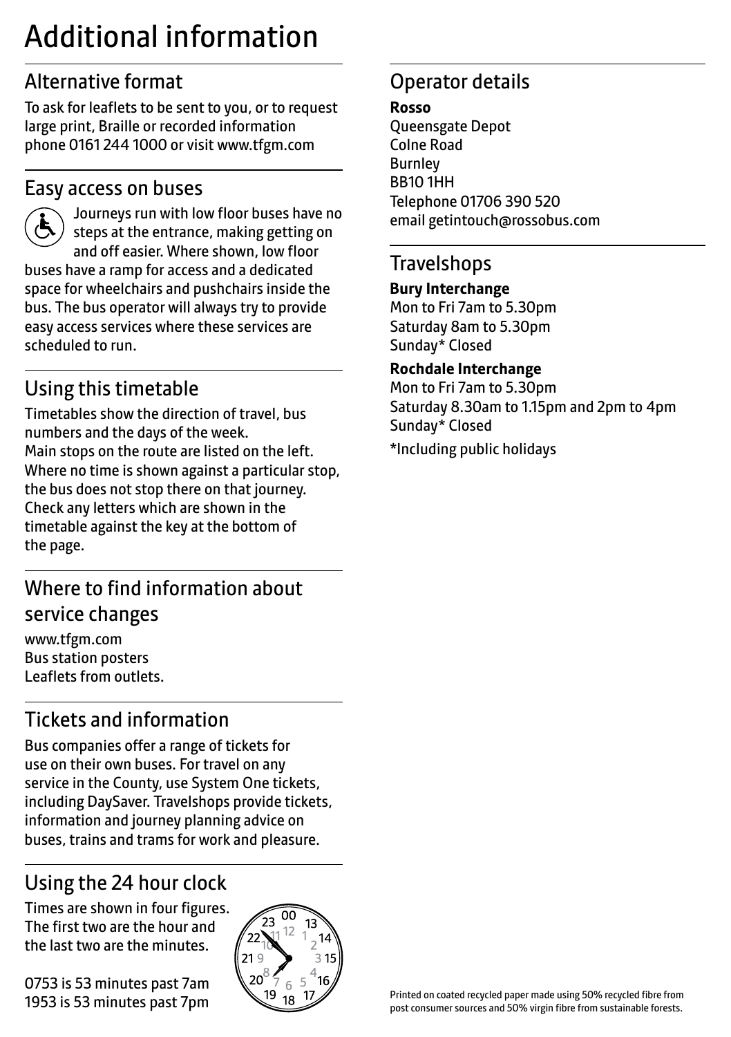# Additional information

## Alternative format

To ask for leaflets to be sent to you, or to request large print, Braille or recorded information phone 0161 244 1000 or visit www.tfgm.com

## Easy access on buses

Journeys run with low floor buses have no steps at the entrance, making getting on and off easier. Where shown, low floor buses have a ramp for access and a dedicated space for wheelchairs and pushchairs inside the bus. The bus operator will always try to provide easy access services where these services are scheduled to run.

## Using this timetable

Timetables show the direction of travel, bus numbers and the days of the week.
Main stops on the route are listed on the left. Where no time is shown against a particular stop, the bus does not stop there on that journey. Check any letters which are shown in the timetable against the key at the bottom of the page.

## Where to find information about service changes

www.tfgm.com
Bus station posters
Leaflets from outlets.

## Tickets and information

Bus companies offer a range of tickets for use on their own buses. For travel on any service in the County, use System One tickets, including DaySaver. Travelshops provide tickets, information and journey planning advice on buses, trains and trams for work and pleasure.

## Using the 24 hour clock

Times are shown in four figures. The first two are the hour and the last two are the minutes.

0753 is 53 minutes past 7am
1953 is 53 minutes past 7pm

## Operator details

**Rosso**
Queensgate Depot
Colne Road
Burnley
BB10 1HH
Telephone 01706 390 520
email getintouch@rossobus.com

## Travelshops

**Bury Interchange**
Mon to Fri 7am to 5.30pm
Saturday 8am to 5.30pm
Sunday* Closed

**Rochdale Interchange**
Mon to Fri 7am to 5.30pm
Saturday 8.30am to 1.15pm and 2pm to 4pm
Sunday* Closed

*Including public holidays

Printed on coated recycled paper made using 50% recycled fibre from post consumer sources and 50% virgin fibre from sustainable forests.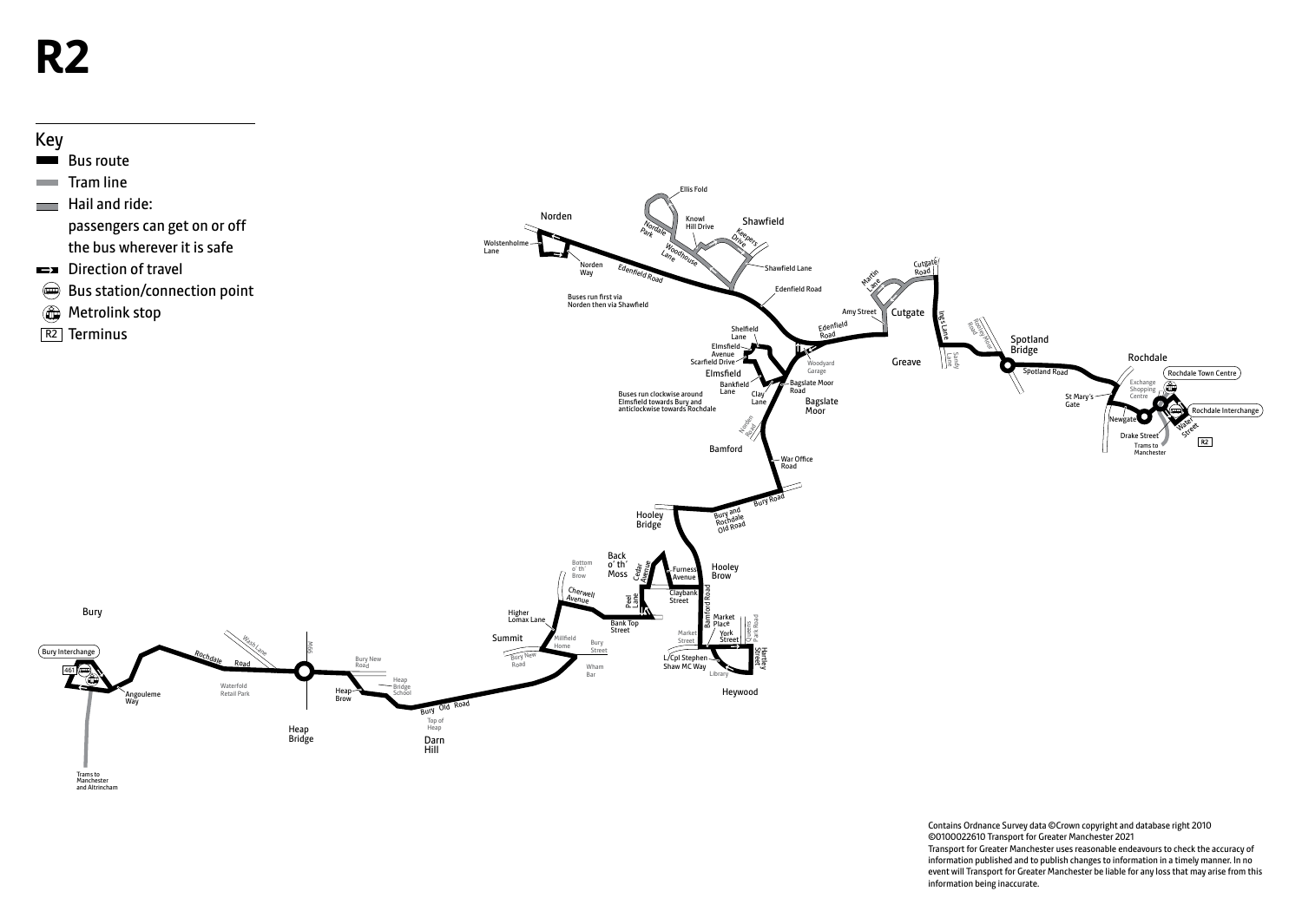# R2

## Key

- Bus route
- Tram line
- Hail and ride: passengers can get on or off the bus wherever it is safe
- Direction of travel
- Bus station/connection point
- Metrolink stop
- R2 Terminus

Buses run first via Norden then via Shawfield

Buses run clockwise around Elmsfield towards Bury and anticlockwise towards Rochdale

Norden, Wolstenholme Lane, Norden Way, Edenfield Road, Nordale Park, Ellis Fold, Knowl Hill Drive, Woodhouse Lane, Shawfield, Keepers Drive, Shawfield Lane, Edenfield Road, Martin Lane, Cutgate Road, Amy Street, Cutgate, Ings Lane, Rooley Moor Road, Sandy Lane, Greave, Spotland Bridge, Spotland Road, Rochdale, Rochdale Town Centre, Exchange Shopping Centre, St Mary's Gate, Rochdale Interchange, Newgate, Water Street, Drake Street, Trams to Manchester, R2

Shelfield Lane, Elmsfield Avenue, Scarfield Drive, Elmsfield, Woodyard Garage, Bankfield Lane, Clay Lane, Bagslate Moor Road, Bagslate Moor, Norden Road, Bamford, War Office Road, Bury Road, Bury and Rochdale Old Road, Hooley Bridge

Back o' th' Moss, Bottom o' th' Brow, Cedar Avenue, Furness Avenue, Hooley Brow, Cherwell Avenue, Claybank Street, Peel Lane, Bamford Road, Higher Lomax Lane, Bank Top Street, Market Place, Market Street, Queens Park Road, York Street, Summit, Millfield Home, Bury Street, Bury New Road, Wham Bar, L/Cpl Stephen Shaw MC Way, Hartley Street, Library, Heywood

Bury, Bury Interchange, 461, Angouleme Way, Rochdale Road, Wash Lane, Waterfold Retail Park, M66, Heap Bridge, Bury New Road, Heap Brow, Heap Bridge School, Bury Old Road, Top of Heap, Darn Hill, Trams to Manchester and Altrincham

Contains Ordnance Survey data ©Crown copyright and database right 2010 ©0100022610 Transport for Greater Manchester 2021
Transport for Greater Manchester uses reasonable endeavours to check the accuracy of information published and to publish changes to information in a timely manner. In no event will Transport for Greater Manchester be liable for any loss that may arise from this information being inaccurate.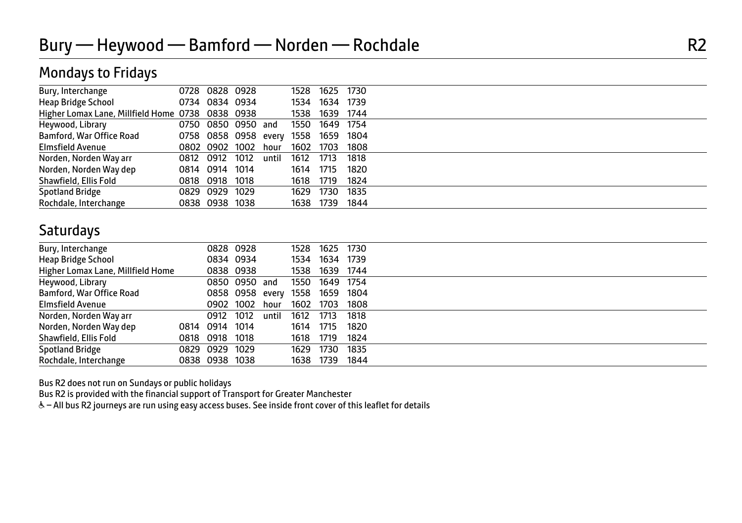# Bury — Heywood — Bamford — Norden — Rochdale R2

## Mondays to Fridays

| | | | | | | | |
|---|---|---|---|---|---|---|---|
| Bury, Interchange | 0728 | 0828 | 0928 | | 1528 | 1625 | 1730 |
| Heap Bridge School | 0734 | 0834 | 0934 | | 1534 | 1634 | 1739 |
| Higher Lomax Lane, Millfield Home | 0738 | 0838 | 0938 | | 1538 | 1639 | 1744 |
| Heywood, Library | 0750 | 0850 | 0950 | and | 1550 | 1649 | 1754 |
| Bamford, War Office Road | 0758 | 0858 | 0958 | every | 1558 | 1659 | 1804 |
| Elmsfield Avenue | 0802 | 0902 | 1002 | hour | 1602 | 1703 | 1808 |
| Norden, Norden Way arr | 0812 | 0912 | 1012 | until | 1612 | 1713 | 1818 |
| Norden, Norden Way dep | 0814 | 0914 | 1014 | | 1614 | 1715 | 1820 |
| Shawfield, Ellis Fold | 0818 | 0918 | 1018 | | 1618 | 1719 | 1824 |
| Spotland Bridge | 0829 | 0929 | 1029 | | 1629 | 1730 | 1835 |
| Rochdale, Interchange | 0838 | 0938 | 1038 | | 1638 | 1739 | 1844 |

## Saturdays

| | | | | | | | |
|---|---|---|---|---|---|---|---|
| Bury, Interchange | | 0828 | 0928 | | 1528 | 1625 | 1730 |
| Heap Bridge School | | 0834 | 0934 | | 1534 | 1634 | 1739 |
| Higher Lomax Lane, Millfield Home | | 0838 | 0938 | | 1538 | 1639 | 1744 |
| Heywood, Library | | 0850 | 0950 | and | 1550 | 1649 | 1754 |
| Bamford, War Office Road | | 0858 | 0958 | every | 1558 | 1659 | 1804 |
| Elmsfield Avenue | | 0902 | 1002 | hour | 1602 | 1703 | 1808 |
| Norden, Norden Way arr | | 0912 | 1012 | until | 1612 | 1713 | 1818 |
| Norden, Norden Way dep | 0814 | 0914 | 1014 | | 1614 | 1715 | 1820 |
| Shawfield, Ellis Fold | 0818 | 0918 | 1018 | | 1618 | 1719 | 1824 |
| Spotland Bridge | 0829 | 0929 | 1029 | | 1629 | 1730 | 1835 |
| Rochdale, Interchange | 0838 | 0938 | 1038 | | 1638 | 1739 | 1844 |

Bus R2 does not run on Sundays or public holidays

Bus R2 is provided with the financial support of Transport for Greater Manchester

♿ – All bus R2 journeys are run using easy access buses. See inside front cover of this leaflet for details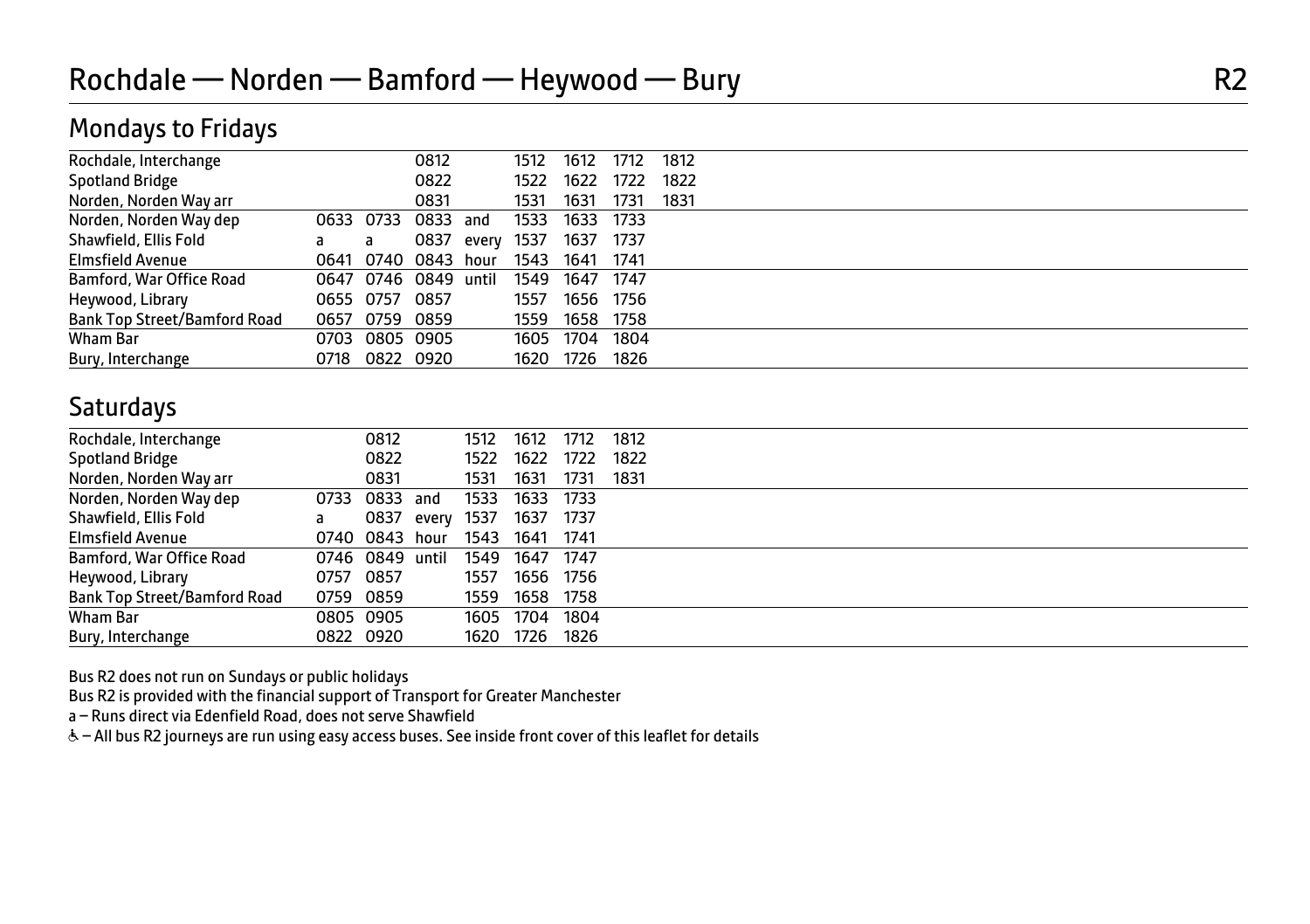# Rochdale — Norden — Bamford — Heywood — Bury

R2

## Mondays to Fridays

| | | | | | | | | |
|---|---|---|---|---|---|---|---|---|
| Rochdale, Interchange | | | 0812 | | 1512 | 1612 | 1712 | 1812 |
| Spotland Bridge | | | 0822 | | 1522 | 1622 | 1722 | 1822 |
| Norden, Norden Way arr | | | 0831 | | 1531 | 1631 | 1731 | 1831 |
| Norden, Norden Way dep | 0633 | 0733 | 0833 | and | 1533 | 1633 | 1733 | |
| Shawfield, Ellis Fold | a | a | 0837 | every | 1537 | 1637 | 1737 | |
| Elmsfield Avenue | 0641 | 0740 | 0843 | hour | 1543 | 1641 | 1741 | |
| Bamford, War Office Road | 0647 | 0746 | 0849 | until | 1549 | 1647 | 1747 | |
| Heywood, Library | 0655 | 0757 | 0857 | | 1557 | 1656 | 1756 | |
| Bank Top Street/Bamford Road | 0657 | 0759 | 0859 | | 1559 | 1658 | 1758 | |
| Wham Bar | 0703 | 0805 | 0905 | | 1605 | 1704 | 1804 | |
| Bury, Interchange | 0718 | 0822 | 0920 | | 1620 | 1726 | 1826 | |

## Saturdays

| | | | | | | | |
|---|---|---|---|---|---|---|---|
| Rochdale, Interchange | | 0812 | | 1512 | 1612 | 1712 | 1812 |
| Spotland Bridge | | 0822 | | 1522 | 1622 | 1722 | 1822 |
| Norden, Norden Way arr | | 0831 | | 1531 | 1631 | 1731 | 1831 |
| Norden, Norden Way dep | 0733 | 0833 | and | 1533 | 1633 | 1733 | |
| Shawfield, Ellis Fold | a | 0837 | every | 1537 | 1637 | 1737 | |
| Elmsfield Avenue | 0740 | 0843 | hour | 1543 | 1641 | 1741 | |
| Bamford, War Office Road | 0746 | 0849 | until | 1549 | 1647 | 1747 | |
| Heywood, Library | 0757 | 0857 | | 1557 | 1656 | 1756 | |
| Bank Top Street/Bamford Road | 0759 | 0859 | | 1559 | 1658 | 1758 | |
| Wham Bar | 0805 | 0905 | | 1605 | 1704 | 1804 | |
| Bury, Interchange | 0822 | 0920 | | 1620 | 1726 | 1826 | |

Bus R2 does not run on Sundays or public holidays

Bus R2 is provided with the financial support of Transport for Greater Manchester

a – Runs direct via Edenfield Road, does not serve Shawfield

♿ – All bus R2 journeys are run using easy access buses. See inside front cover of this leaflet for details